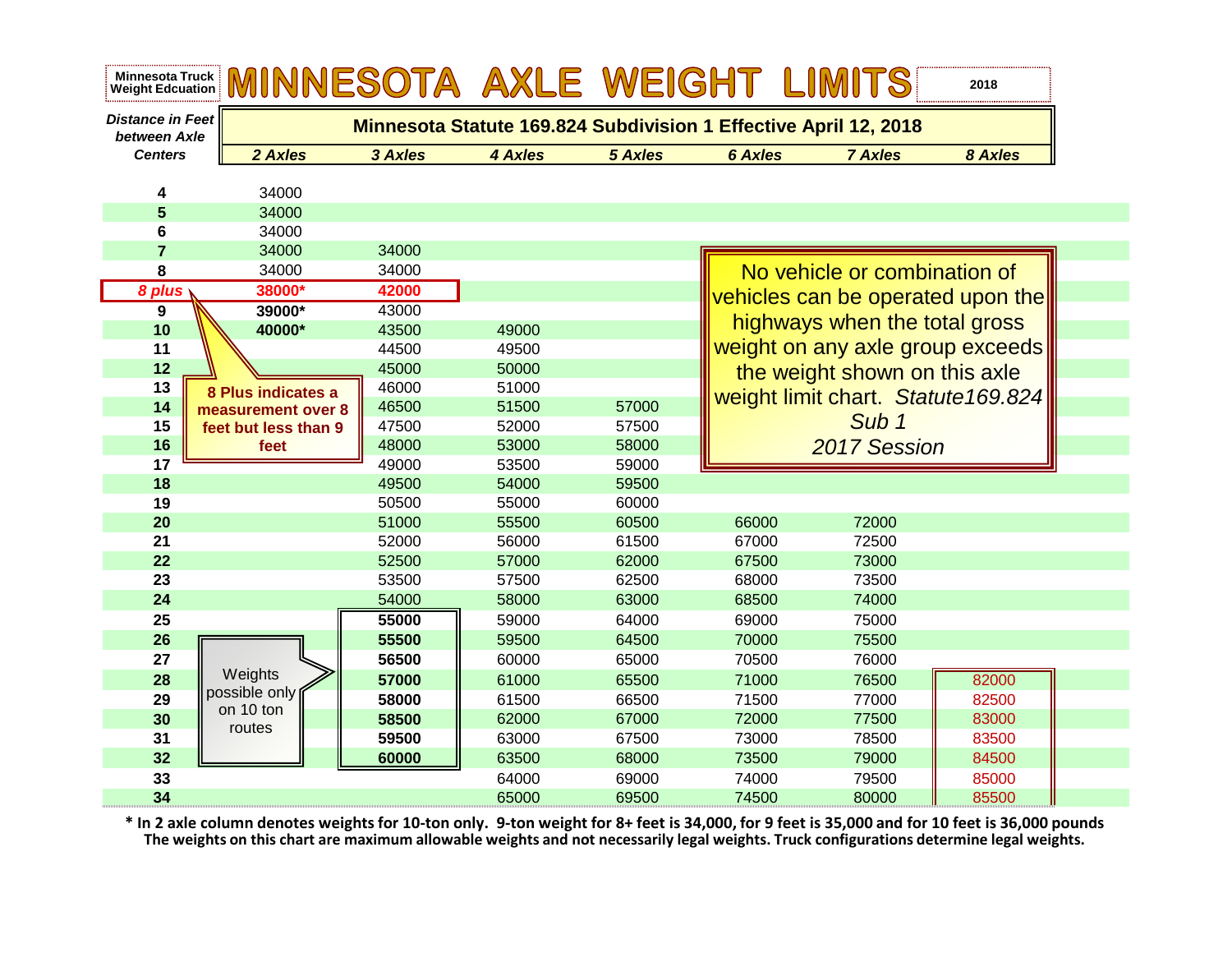Minnesota Truck Weight Edcuation

# MINNESOTA AXLE WEIGHT LIMITS

2018

| Distance in Feet between Axle Centers | Minnesota Statute 169.824 Subdivision 1 Effective April 12, 2018 | | | | | | |
|---|---|---|---|---|---|---|---|
| | *2 Axles* | *3 Axles* | *4 Axles* | *5 Axles* | *6 Axles* | *7 Axles* | *8 Axles* |
| **4** | 34000 | | | | | | |
| **5** | 34000 | | | | | | |
| **6** | 34000 | | | | | | |
| **7** | 34000 | 34000 | | | | | |
| **8** | 34000 | 34000 | | | | | |
| ***8 plus*** | **38000*** | **42000** | | | | | |
| **9** | **39000*** | 43000 | | | | | |
| **10** | **40000*** | 43500 | 49000 | | | | |
| **11** | | 44500 | 49500 | | | | |
| **12** | | 45000 | 50000 | | | | |
| **13** | | 46000 | 51000 | | | | |
| **14** | | 46500 | 51500 | 57000 | | | |
| **15** | | 47500 | 52000 | 57500 | | | |
| **16** | | 48000 | 53000 | 58000 | | | |
| **17** | | 49000 | 53500 | 59000 | | | |
| **18** | | 49500 | 54000 | 59500 | | | |
| **19** | | 50500 | 55000 | 60000 | | | |
| **20** | | 51000 | 55500 | 60500 | 66000 | 72000 | |
| **21** | | 52000 | 56000 | 61500 | 67000 | 72500 | |
| **22** | | 52500 | 57000 | 62000 | 67500 | 73000 | |
| **23** | | 53500 | 57500 | 62500 | 68000 | 73500 | |
| **24** | | 54000 | 58000 | 63000 | 68500 | 74000 | |
| **25** | | **55000** | 59000 | 64000 | 69000 | 75000 | |
| **26** | | **55500** | 59500 | 64500 | 70000 | 75500 | |
| **27** | | **56500** | 60000 | 65000 | 70500 | 76000 | |
| **28** | | **57000** | 61000 | 65500 | 71000 | 76500 | 82000 |
| **29** | | **58000** | 61500 | 66500 | 71500 | 77000 | 82500 |
| **30** | | **58500** | 62000 | 67000 | 72000 | 77500 | 83000 |
| **31** | | **59500** | 63000 | 67500 | 73000 | 78500 | 83500 |
| **32** | | **60000** | 63500 | 68000 | 73500 | 79000 | 84500 |
| **33** | | | 64000 | 69000 | 74000 | 79500 | 85000 |
| **34** | | | 65000 | 69500 | 74500 | 80000 | 85500 |

**8 Plus indicates a measurement over 8 feet but less than 9 feet**

Weights possible only on 10 ton routes

No vehicle or combination of vehicles can be operated upon the highways when the total gross weight on any axle group exceeds the weight shown on this axle weight limit chart. *Statute169.824 Sub 1 2017 Session*

**\* In 2 axle column denotes weights for 10-ton only. 9-ton weight for 8+ feet is 34,000, for 9 feet is 35,000 and for 10 feet is 36,000 pounds**
**The weights on this chart are maximum allowable weights and not necessarily legal weights. Truck configurations determine legal weights.**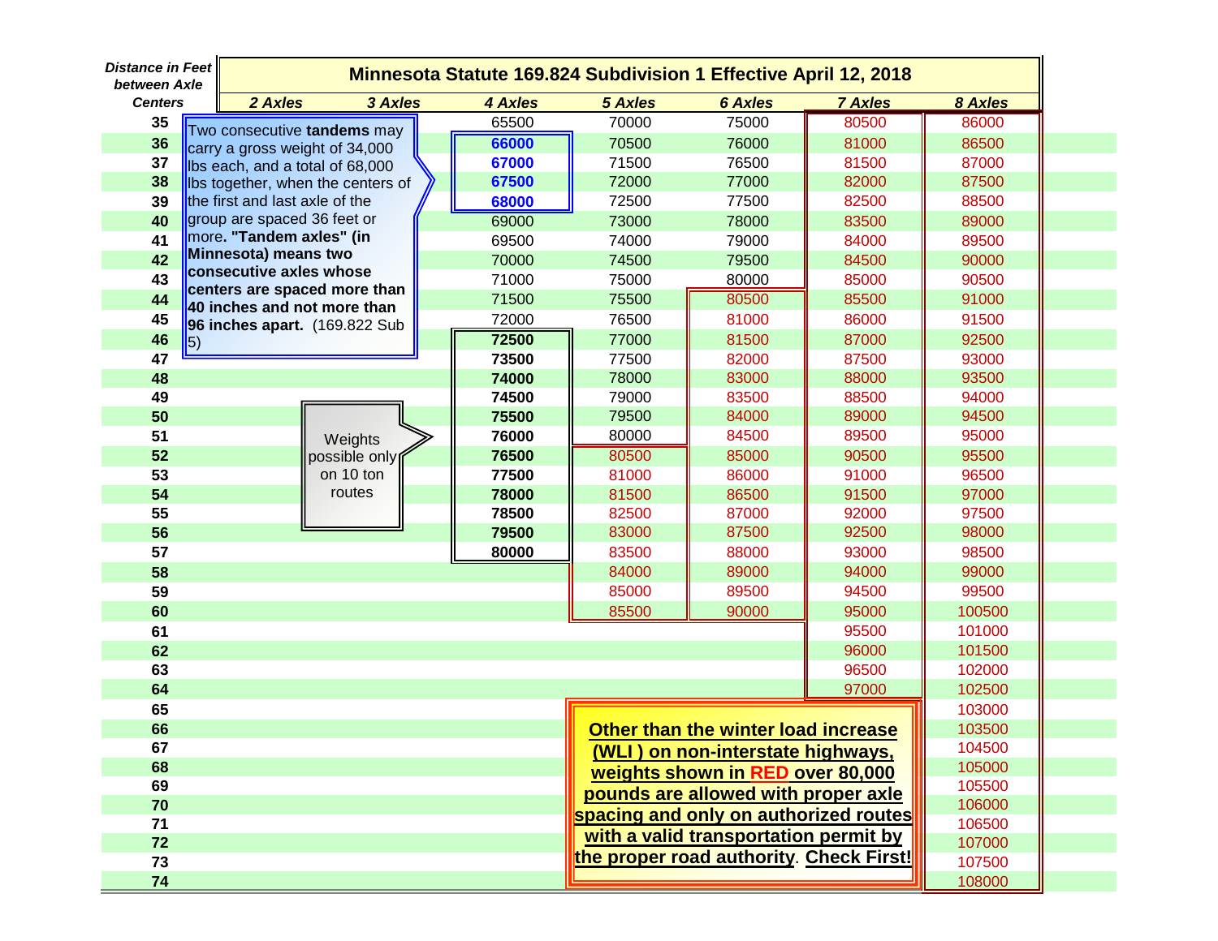# Minnesota Statute 169.824 Subdivision 1 Effective April 12, 2018

| Distance in Feet between Axle Centers | 2 Axles | 3 Axles | 4 Axles | 5 Axles | 6 Axles | 7 Axles | 8 Axles |
|---|---|---|---|---|---|---|---|
| 35 | | | 65500 | 70000 | 75000 | 80500 | 86000 |
| 36 | | | 66000 | 70500 | 76000 | 81000 | 86500 |
| 37 | | | 67000 | 71500 | 76500 | 81500 | 87000 |
| 38 | | | 67500 | 72000 | 77000 | 82000 | 87500 |
| 39 | | | 68000 | 72500 | 77500 | 82500 | 88500 |
| 40 | | | 69000 | 73000 | 78000 | 83500 | 89000 |
| 41 | | | 69500 | 74000 | 79000 | 84000 | 89500 |
| 42 | | | 70000 | 74500 | 79500 | 84500 | 90000 |
| 43 | | | 71000 | 75000 | 80000 | 85000 | 90500 |
| 44 | | | 71500 | 75500 | 80500 | 85500 | 91000 |
| 45 | | | 72000 | 76500 | 81000 | 86000 | 91500 |
| 46 | | | **72500** | 77000 | 81500 | 87000 | 92500 |
| 47 | | | **73500** | 77500 | 82000 | 87500 | 93000 |
| 48 | | | **74000** | 78000 | 83000 | 88000 | 93500 |
| 49 | | | **74500** | 79000 | 83500 | 88500 | 94000 |
| 50 | | | **75500** | 79500 | 84000 | 89000 | 94500 |
| 51 | | | **76000** | 80000 | 84500 | 89500 | 95000 |
| 52 | | | **76500** | 80500 | 85000 | 90500 | 95500 |
| 53 | | | **77500** | 81000 | 86000 | 91000 | 96500 |
| 54 | | | **78000** | 81500 | 86500 | 91500 | 97000 |
| 55 | | | **78500** | 82500 | 87000 | 92000 | 97500 |
| 56 | | | **79500** | 83000 | 87500 | 92500 | 98000 |
| 57 | | | **80000** | 83500 | 88000 | 93000 | 98500 |
| 58 | | | | 84000 | 89000 | 94000 | 99000 |
| 59 | | | | 85000 | 89500 | 94500 | 99500 |
| 60 | | | | 85500 | 90000 | 95000 | 100500 |
| 61 | | | | | | 95500 | 101000 |
| 62 | | | | | | 96000 | 101500 |
| 63 | | | | | | 96500 | 102000 |
| 64 | | | | | | 97000 | 102500 |
| 65 | | | | | | | 103000 |
| 66 | | | | | | | 103500 |
| 67 | | | | | | | 104500 |
| 68 | | | | | | | 105000 |
| 69 | | | | | | | 105500 |
| 70 | | | | | | | 106000 |
| 71 | | | | | | | 106500 |
| 72 | | | | | | | 107000 |
| 73 | | | | | | | 107500 |
| 74 | | | | | | | 108000 |

Two consecutive **tandems** may carry a gross weight of 34,000 lbs each, and a total of 68,000 lbs together, when the centers of the first and last axle of the group are spaced 36 feet or more. **"Tandem axles" (in Minnesota) means two consecutive axles whose centers are spaced more than 40 inches and not more than 96 inches apart.** (169.822 Sub 5)

Weights possible only on 10 ton routes

**Other than the winter load increase (WLI ) on non-interstate highways, weights shown in RED over 80,000 pounds are allowed with proper axle spacing and only on authorized routes with a valid transportation permit by the proper road authority. Check First!**